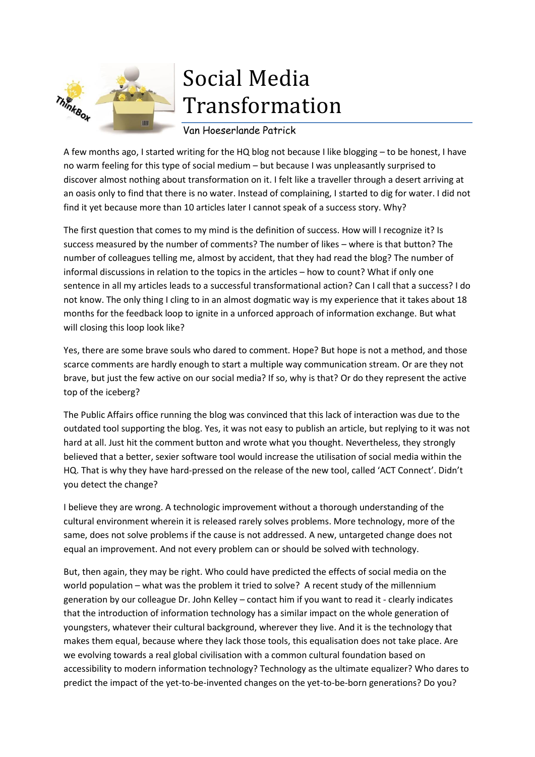# Social Media Transformation

Van Hoeserlande Patrick

A few months ago, I started writing for the HQ blog not because I like blogging – to be honest, I have no warm feeling for this type of social medium – but because I was unpleasantly surprised to discover almost nothing about transformation on it. I felt like a traveller through a desert arriving at an oasis only to find that there is no water. Instead of complaining, I started to dig for water. I did not find it yet because more than 10 articles later I cannot speak of a success story. Why?

The first question that comes to my mind is the definition of success. How will I recognize it? Is success measured by the number of comments? The number of likes – where is that button? The number of colleagues telling me, almost by accident, that they had read the blog? The number of informal discussions in relation to the topics in the articles – how to count? What if only one sentence in all my articles leads to a successful transformational action? Can I call that a success? I do not know. The only thing I cling to in an almost dogmatic way is my experience that it takes about 18 months for the feedback loop to ignite in a unforced approach of information exchange. But what will closing this loop look like?

Yes, there are some brave souls who dared to comment. Hope? But hope is not a method, and those scarce comments are hardly enough to start a multiple way communication stream. Or are they not brave, but just the few active on our social media? If so, why is that? Or do they represent the active top of the iceberg?

The Public Affairs office running the blog was convinced that this lack of interaction was due to the outdated tool supporting the blog. Yes, it was not easy to publish an article, but replying to it was not hard at all. Just hit the comment button and wrote what you thought. Nevertheless, they strongly believed that a better, sexier software tool would increase the utilisation of social media within the HQ. That is why they have hard-pressed on the release of the new tool, called 'ACT Connect'. Didn't you detect the change?

I believe they are wrong. A technologic improvement without a thorough understanding of the cultural environment wherein it is released rarely solves problems. More technology, more of the same, does not solve problems if the cause is not addressed. A new, untargeted change does not equal an improvement. And not every problem can or should be solved with technology.

But, then again, they may be right. Who could have predicted the effects of social media on the world population – what was the problem it tried to solve? A recent study of the millennium generation by our colleague Dr. John Kelley – contact him if you want to read it - clearly indicates that the introduction of information technology has a similar impact on the whole generation of youngsters, whatever their cultural background, wherever they live. And it is the technology that makes them equal, because where they lack those tools, this equalisation does not take place. Are we evolving towards a real global civilisation with a common cultural foundation based on accessibility to modern information technology? Technology as the ultimate equalizer? Who dares to predict the impact of the yet-to-be-invented changes on the yet-to-be-born generations? Do you?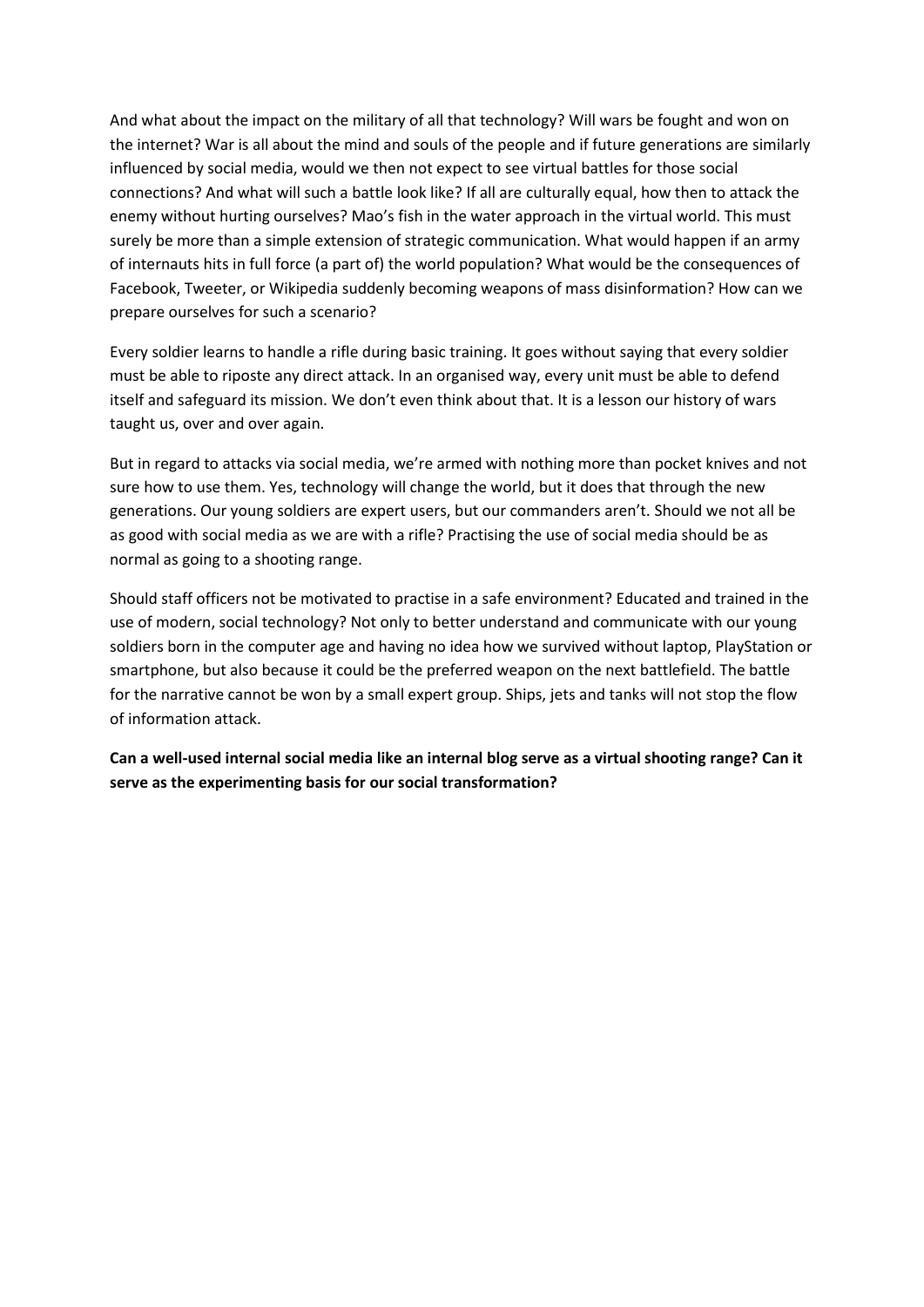And what about the impact on the military of all that technology? Will wars be fought and won on the internet? War is all about the mind and souls of the people and if future generations are similarly influenced by social media, would we then not expect to see virtual battles for those social connections? And what will such a battle look like? If all are culturally equal, how then to attack the enemy without hurting ourselves? Mao's fish in the water approach in the virtual world. This must surely be more than a simple extension of strategic communication. What would happen if an army of internauts hits in full force (a part of) the world population? What would be the consequences of Facebook, Tweeter, or Wikipedia suddenly becoming weapons of mass disinformation? How can we prepare ourselves for such a scenario?

Every soldier learns to handle a rifle during basic training. It goes without saying that every soldier must be able to riposte any direct attack. In an organised way, every unit must be able to defend itself and safeguard its mission. We don't even think about that. It is a lesson our history of wars taught us, over and over again.

But in regard to attacks via social media, we're armed with nothing more than pocket knives and not sure how to use them. Yes, technology will change the world, but it does that through the new generations. Our young soldiers are expert users, but our commanders aren't. Should we not all be as good with social media as we are with a rifle? Practising the use of social media should be as normal as going to a shooting range.

Should staff officers not be motivated to practise in a safe environment? Educated and trained in the use of modern, social technology? Not only to better understand and communicate with our young soldiers born in the computer age and having no idea how we survived without laptop, PlayStation or smartphone, but also because it could be the preferred weapon on the next battlefield. The battle for the narrative cannot be won by a small expert group. Ships, jets and tanks will not stop the flow of information attack.

**Can a well-used internal social media like an internal blog serve as a virtual shooting range? Can it serve as the experimenting basis for our social transformation?**